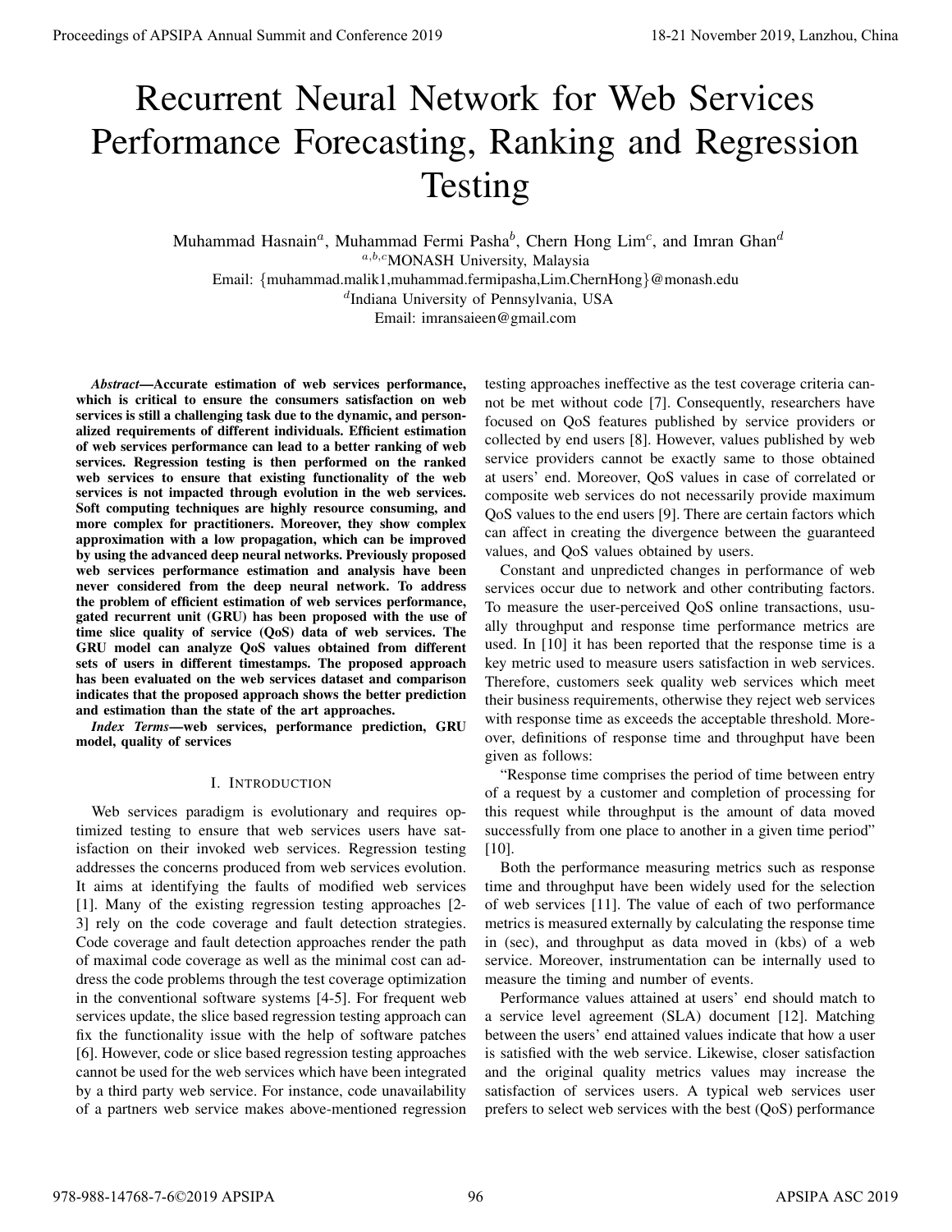# Recurrent Neural Network for Web Services Performance Forecasting, Ranking and Regression Testing

Muhammad Hasnain[a], Muhammad Fermi Pasha[b], Chern Hong Lim[c], and Imran Ghan[d]

[a,b,c]MONASH University, Malaysia

Email: {muhammad.malik1,muhammad.fermipasha,Lim.ChernHong}@monash.edu

[d]Indiana University of Pennsylvania, USA

Email: imransaieen@gmail.com

***Abstract*—Accurate estimation of web services performance, which is critical to ensure the consumers satisfaction on web services is still a challenging task due to the dynamic, and personalized requirements of different individuals. Efficient estimation of web services performance can lead to a better ranking of web services. Regression testing is then performed on the ranked web services to ensure that existing functionality of the web services is not impacted through evolution in the web services. Soft computing techniques are highly resource consuming, and more complex for practitioners. Moreover, they show complex approximation with a low propagation, which can be improved by using the advanced deep neural networks. Previously proposed web services performance estimation and analysis have been never considered from the deep neural network. To address the problem of efficient estimation of web services performance, gated recurrent unit (GRU) has been proposed with the use of time slice quality of service (QoS) data of web services. The GRU model can analyze QoS values obtained from different sets of users in different timestamps. The proposed approach has been evaluated on the web services dataset and comparison indicates that the proposed approach shows the better prediction and estimation than the state of the art approaches.**

***Index Terms*—web services, performance prediction, GRU model, quality of services**

## I. Introduction

Web services paradigm is evolutionary and requires optimized testing to ensure that web services users have satisfaction on their invoked web services. Regression testing addresses the concerns produced from web services evolution. It aims at identifying the faults of modified web services [1]. Many of the existing regression testing approaches [2-3] rely on the code coverage and fault detection strategies. Code coverage and fault detection approaches render the path of maximal code coverage as well as the minimal cost can address the code problems through the test coverage optimization in the conventional software systems [4-5]. For frequent web services update, the slice based regression testing approach can fix the functionality issue with the help of software patches [6]. However, code or slice based regression testing approaches cannot be used for the web services which have been integrated by a third party web service. For instance, code unavailability of a partners web service makes above-mentioned regression testing approaches ineffective as the test coverage criteria cannot be met without code [7]. Consequently, researchers have focused on QoS features published by service providers or collected by end users [8]. However, values published by web service providers cannot be exactly same to those obtained at users' end. Moreover, QoS values in case of correlated or composite web services do not necessarily provide maximum QoS values to the end users [9]. There are certain factors which can affect in creating the divergence between the guaranteed values, and QoS values obtained by users.

Constant and unpredicted changes in performance of web services occur due to network and other contributing factors. To measure the user-perceived QoS online transactions, usually throughput and response time performance metrics are used. In [10] it has been reported that the response time is a key metric used to measure users satisfaction in web services. Therefore, customers seek quality web services which meet their business requirements, otherwise they reject web services with response time as exceeds the acceptable threshold. Moreover, definitions of response time and throughput have been given as follows:

"Response time comprises the period of time between entry of a request by a customer and completion of processing for this request while throughput is the amount of data moved successfully from one place to another in a given time period" [10].

Both the performance measuring metrics such as response time and throughput have been widely used for the selection of web services [11]. The value of each of two performance metrics is measured externally by calculating the response time in (sec), and throughput as data moved in (kbs) of a web service. Moreover, instrumentation can be internally used to measure the timing and number of events.

Performance values attained at users' end should match to a service level agreement (SLA) document [12]. Matching between the users' end attained values indicate that how a user is satisfied with the web service. Likewise, closer satisfaction and the original quality metrics values may increase the satisfaction of services users. A typical web services user prefers to select web services with the best (QoS) performance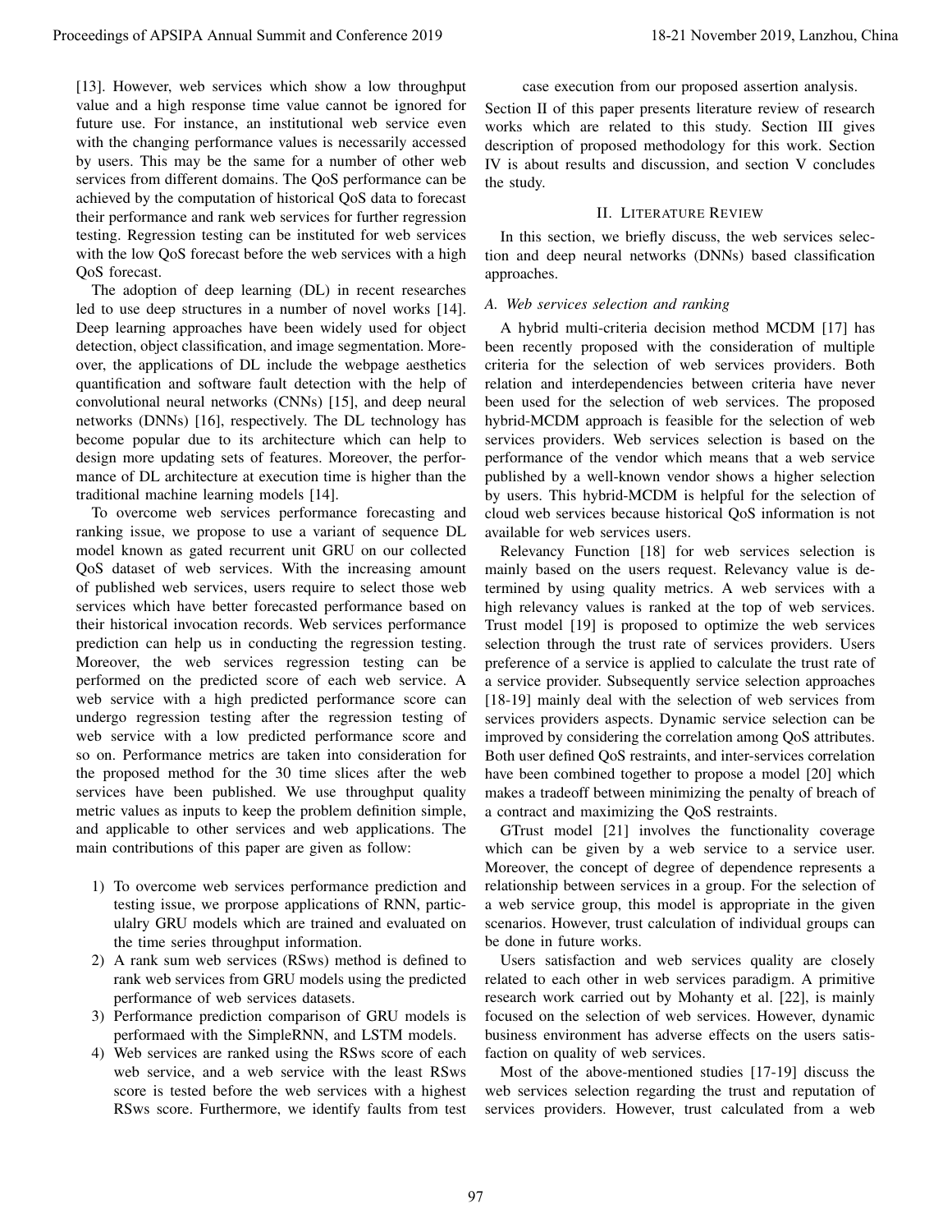[13]. However, web services which show a low throughput value and a high response time value cannot be ignored for future use. For instance, an institutional web service even with the changing performance values is necessarily accessed by users. This may be the same for a number of other web services from different domains. The QoS performance can be achieved by the computation of historical QoS data to forecast their performance and rank web services for further regression testing. Regression testing can be instituted for web services with the low QoS forecast before the web services with a high QoS forecast.

The adoption of deep learning (DL) in recent researches led to use deep structures in a number of novel works [14]. Deep learning approaches have been widely used for object detection, object classification, and image segmentation. Moreover, the applications of DL include the webpage aesthetics quantification and software fault detection with the help of convolutional neural networks (CNNs) [15], and deep neural networks (DNNs) [16], respectively. The DL technology has become popular due to its architecture which can help to design more updating sets of features. Moreover, the performance of DL architecture at execution time is higher than the traditional machine learning models [14].

To overcome web services performance forecasting and ranking issue, we propose to use a variant of sequence DL model known as gated recurrent unit GRU on our collected QoS dataset of web services. With the increasing amount of published web services, users require to select those web services which have better forecasted performance based on their historical invocation records. Web services performance prediction can help us in conducting the regression testing. Moreover, the web services regression testing can be performed on the predicted score of each web service. A web service with a high predicted performance score can undergo regression testing after the regression testing of web service with a low predicted performance score and so on. Performance metrics are taken into consideration for the proposed method for the 30 time slices after the web services have been published. We use throughput quality metric values as inputs to keep the problem definition simple, and applicable to other services and web applications. The main contributions of this paper are given as follow:

1) To overcome web services performance prediction and testing issue, we prorpose applications of RNN, particulalry GRU models which are trained and evaluated on the time series throughput information.
2) A rank sum web services (RSws) method is defined to rank web services from GRU models using the predicted performance of web services datasets.
3) Performance prediction comparison of GRU models is performaed with the SimpleRNN, and LSTM models.
4) Web services are ranked using the RSws score of each web service, and a web service with the least RSws score is tested before the web services with a highest RSws score. Furthermore, we identify faults from test case execution from our proposed assertion analysis.

Section II of this paper presents literature review of research works which are related to this study. Section III gives description of proposed methodology for this work. Section IV is about results and discussion, and section V concludes the study.

## II. Literature Review

In this section, we briefly discuss, the web services selection and deep neural networks (DNNs) based classification approaches.

### *A. Web services selection and ranking*

A hybrid multi-criteria decision method MCDM [17] has been recently proposed with the consideration of multiple criteria for the selection of web services providers. Both relation and interdependencies between criteria have never been used for the selection of web services. The proposed hybrid-MCDM approach is feasible for the selection of web services providers. Web services selection is based on the performance of the vendor which means that a web service published by a well-known vendor shows a higher selection by users. This hybrid-MCDM is helpful for the selection of cloud web services because historical QoS information is not available for web services users.

Relevancy Function [18] for web services selection is mainly based on the users request. Relevancy value is determined by using quality metrics. A web services with a high relevancy values is ranked at the top of web services. Trust model [19] is proposed to optimize the web services selection through the trust rate of services providers. Users preference of a service is applied to calculate the trust rate of a service provider. Subsequently service selection approaches [18-19] mainly deal with the selection of web services from services providers aspects. Dynamic service selection can be improved by considering the correlation among QoS attributes. Both user defined QoS restraints, and inter-services correlation have been combined together to propose a model [20] which makes a tradeoff between minimizing the penalty of breach of a contract and maximizing the QoS restraints.

GTrust model [21] involves the functionality coverage which can be given by a web service to a service user. Moreover, the concept of degree of dependence represents a relationship between services in a group. For the selection of a web service group, this model is appropriate in the given scenarios. However, trust calculation of individual groups can be done in future works.

Users satisfaction and web services quality are closely related to each other in web services paradigm. A primitive research work carried out by Mohanty et al. [22], is mainly focused on the selection of web services. However, dynamic business environment has adverse effects on the users satisfaction on quality of web services.

Most of the above-mentioned studies [17-19] discuss the web services selection regarding the trust and reputation of services providers. However, trust calculated from a web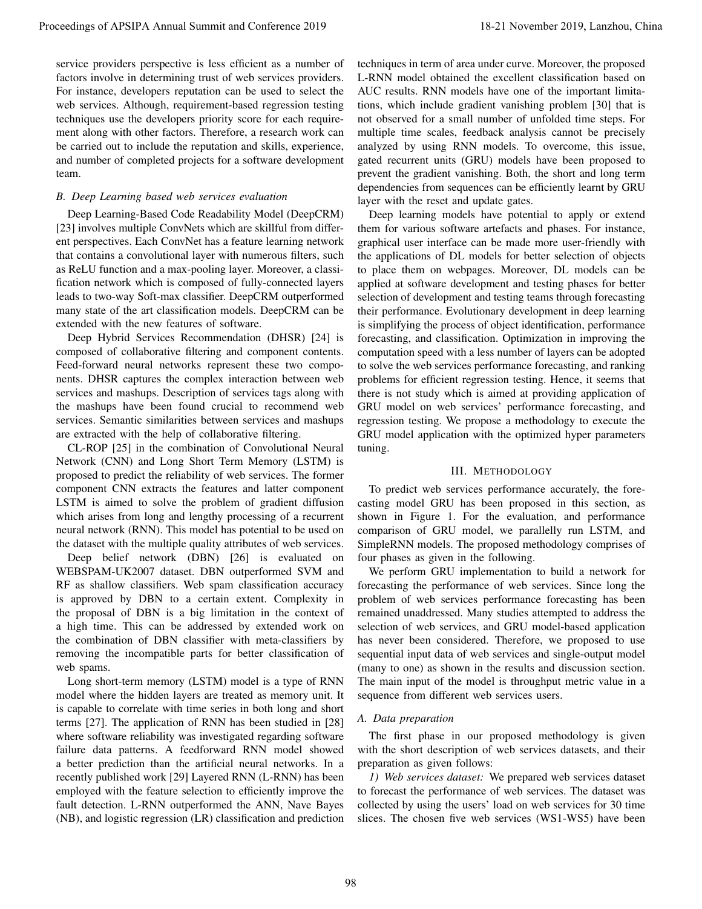service providers perspective is less efficient as a number of factors involve in determining trust of web services providers. For instance, developers reputation can be used to select the web services. Although, requirement-based regression testing techniques use the developers priority score for each requirement along with other factors. Therefore, a research work can be carried out to include the reputation and skills, experience, and number of completed projects for a software development team.

### *B. Deep Learning based web services evaluation*

Deep Learning-Based Code Readability Model (DeepCRM) [23] involves multiple ConvNets which are skillful from different perspectives. Each ConvNet has a feature learning network that contains a convolutional layer with numerous filters, such as ReLU function and a max-pooling layer. Moreover, a classification network which is composed of fully-connected layers leads to two-way Soft-max classifier. DeepCRM outperformed many state of the art classification models. DeepCRM can be extended with the new features of software.

Deep Hybrid Services Recommendation (DHSR) [24] is composed of collaborative filtering and component contents. Feed-forward neural networks represent these two components. DHSR captures the complex interaction between web services and mashups. Description of services tags along with the mashups have been found crucial to recommend web services. Semantic similarities between services and mashups are extracted with the help of collaborative filtering.

CL-ROP [25] in the combination of Convolutional Neural Network (CNN) and Long Short Term Memory (LSTM) is proposed to predict the reliability of web services. The former component CNN extracts the features and latter component LSTM is aimed to solve the problem of gradient diffusion which arises from long and lengthy processing of a recurrent neural network (RNN). This model has potential to be used on the dataset with the multiple quality attributes of web services.

Deep belief network (DBN) [26] is evaluated on WEBSPAM-UK2007 dataset. DBN outperformed SVM and RF as shallow classifiers. Web spam classification accuracy is approved by DBN to a certain extent. Complexity in the proposal of DBN is a big limitation in the context of a high time. This can be addressed by extended work on the combination of DBN classifier with meta-classifiers by removing the incompatible parts for better classification of web spams.

Long short-term memory (LSTM) model is a type of RNN model where the hidden layers are treated as memory unit. It is capable to correlate with time series in both long and short terms [27]. The application of RNN has been studied in [28] where software reliability was investigated regarding software failure data patterns. A feedforward RNN model showed a better prediction than the artificial neural networks. In a recently published work [29] Layered RNN (L-RNN) has been employed with the feature selection to efficiently improve the fault detection. L-RNN outperformed the ANN, Nave Bayes (NB), and logistic regression (LR) classification and prediction techniques in term of area under curve. Moreover, the proposed L-RNN model obtained the excellent classification based on AUC results. RNN models have one of the important limitations, which include gradient vanishing problem [30] that is not observed for a small number of unfolded time steps. For multiple time scales, feedback analysis cannot be precisely analyzed by using RNN models. To overcome, this issue, gated recurrent units (GRU) models have been proposed to prevent the gradient vanishing. Both, the short and long term dependencies from sequences can be efficiently learnt by GRU layer with the reset and update gates.

Deep learning models have potential to apply or extend them for various software artefacts and phases. For instance, graphical user interface can be made more user-friendly with the applications of DL models for better selection of objects to place them on webpages. Moreover, DL models can be applied at software development and testing phases for better selection of development and testing teams through forecasting their performance. Evolutionary development in deep learning is simplifying the process of object identification, performance forecasting, and classification. Optimization in improving the computation speed with a less number of layers can be adopted to solve the web services performance forecasting, and ranking problems for efficient regression testing. Hence, it seems that there is not study which is aimed at providing application of GRU model on web services' performance forecasting, and regression testing. We propose a methodology to execute the GRU model application with the optimized hyper parameters tuning.

## III. Methodology

To predict web services performance accurately, the forecasting model GRU has been proposed in this section, as shown in Figure 1. For the evaluation, and performance comparison of GRU model, we parallelly run LSTM, and SimpleRNN models. The proposed methodology comprises of four phases as given in the following.

We perform GRU implementation to build a network for forecasting the performance of web services. Since long the problem of web services performance forecasting has been remained unaddressed. Many studies attempted to address the selection of web services, and GRU model-based application has never been considered. Therefore, we proposed to use sequential input data of web services and single-output model (many to one) as shown in the results and discussion section. The main input of the model is throughput metric value in a sequence from different web services users.

### *A. Data preparation*

The first phase in our proposed methodology is given with the short description of web services datasets, and their preparation as given follows:

*1) Web services dataset:* We prepared web services dataset to forecast the performance of web services. The dataset was collected by using the users' load on web services for 30 time slices. The chosen five web services (WS1-WS5) have been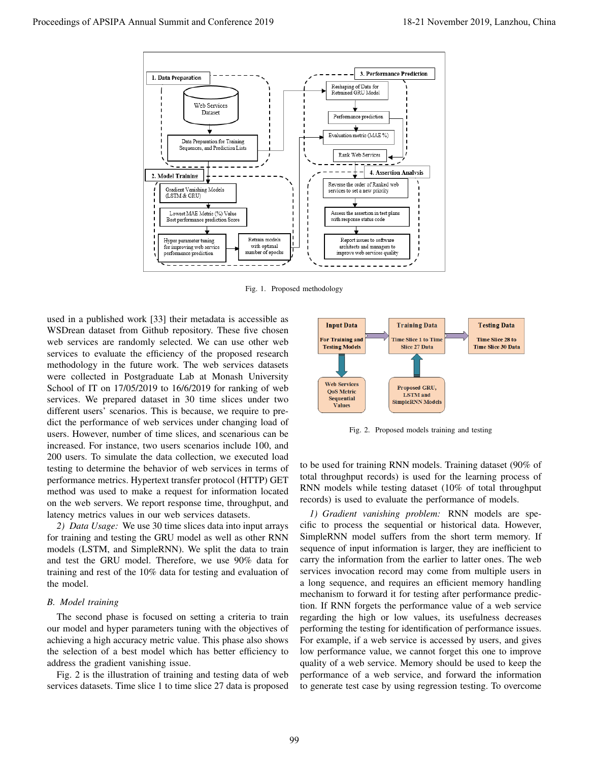Fig. 1. Proposed methodology

used in a published work [33] their metadata is accessible as WSDrean dataset from Github repository. These five chosen web services are randomly selected. We can use other web services to evaluate the efficiency of the proposed research methodology in the future work. The web services datasets were collected in Postgraduate Lab at Monash University School of IT on 17/05/2019 to 16/6/2019 for ranking of web services. We prepared dataset in 30 time slices under two different users' scenarios. This is because, we require to predict the performance of web services under changing load of users. However, number of time slices, and scenarious can be increased. For instance, two users scenarios include 100, and 200 users. To simulate the data collection, we executed load testing to determine the behavior of web services in terms of performance metrics. Hypertext transfer protocol (HTTP) GET method was used to make a request for information located on the web servers. We report response time, throughput, and latency metrics values in our web services datasets.

*2) Data Usage:* We use 30 time slices data into input arrays for training and testing the GRU model as well as other RNN models (LSTM, and SimpleRNN). We split the data to train and test the GRU model. Therefore, we use 90% data for training and rest of the 10% data for testing and evaluation of the model.

### *B. Model training*

The second phase is focused on setting a criteria to train our model and hyper parameters tuning with the objectives of achieving a high accuracy metric value. This phase also shows the selection of a best model which has better efficiency to address the gradient vanishing issue.

Fig. 2 is the illustration of training and testing data of web services datasets. Time slice 1 to time slice 27 data is proposed to be used for training RNN models. Training dataset (90% of total throughput records) is used for the learning process of RNN models while testing dataset (10% of total throughput records) is used to evaluate the performance of models.

Fig. 2. Proposed models training and testing

*1) Gradient vanishing problem:* RNN models are specific to process the sequential or historical data. However, SimpleRNN model suffers from the short term memory. If sequence of input information is larger, they are inefficient to carry the information from the earlier to latter ones. The web services invocation record may come from multiple users in a long sequence, and requires an efficient memory handling mechanism to forward it for testing after performance prediction. If RNN forgets the performance value of a web service regarding the high or low values, its usefulness decreases performing the testing for identification of performance issues. For example, if a web service is accessed by users, and gives low performance value, we cannot forget this one to improve quality of a web service. Memory should be used to keep the performance of a web service, and forward the information to generate test case by using regression testing. To overcome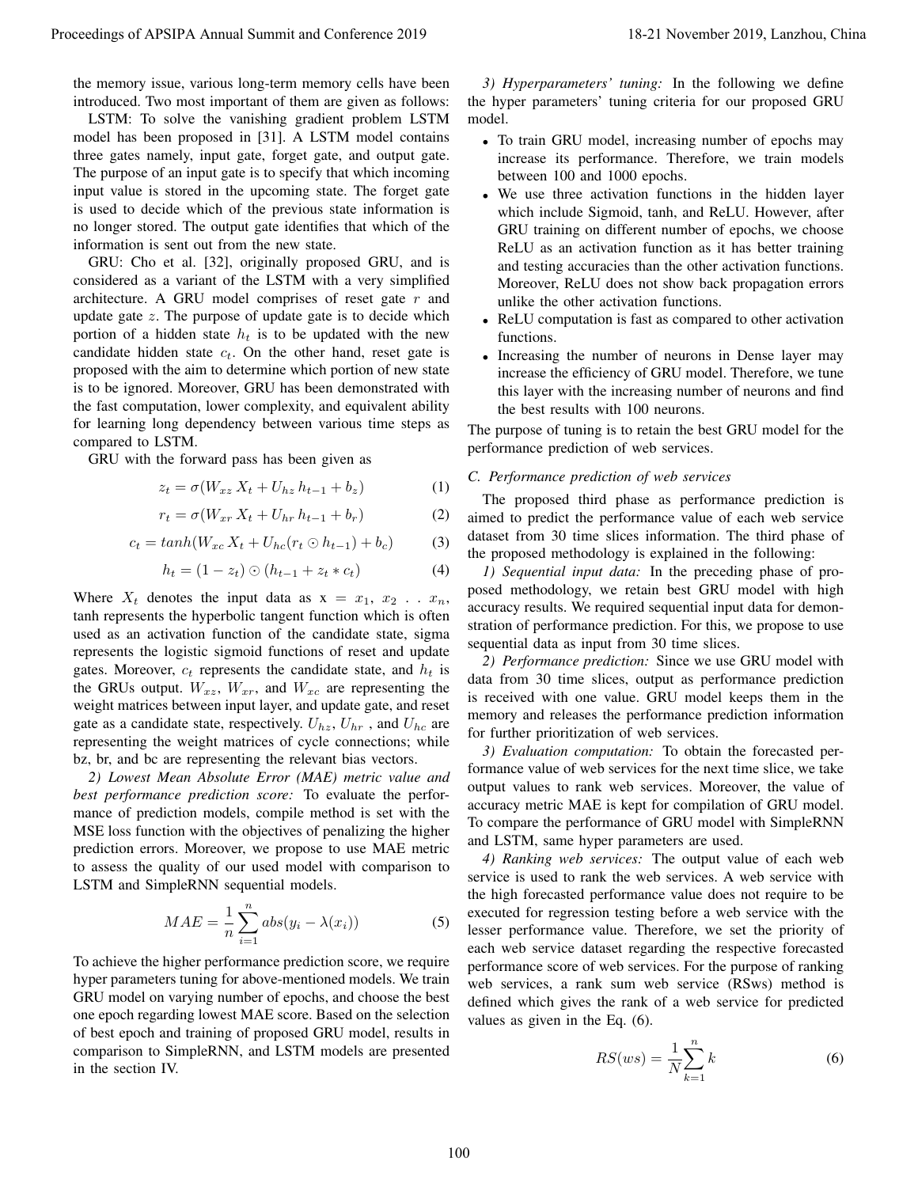the memory issue, various long-term memory cells have been introduced. Two most important of them are given as follows:

LSTM: To solve the vanishing gradient problem LSTM model has been proposed in [31]. A LSTM model contains three gates namely, input gate, forget gate, and output gate. The purpose of an input gate is to specify that which incoming input value is stored in the upcoming state. The forget gate is used to decide which of the previous state information is no longer stored. The output gate identifies that which of the information is sent out from the new state.

GRU: Cho et al. [32], originally proposed GRU, and is considered as a variant of the LSTM with a very simplified architecture. A GRU model comprises of reset gate $r$ and update gate $z$. The purpose of update gate is to decide which portion of a hidden state $h_t$ is to be updated with the new candidate hidden state $c_t$. On the other hand, reset gate is proposed with the aim to determine which portion of new state is to be ignored. Moreover, GRU has been demonstrated with the fast computation, lower complexity, and equivalent ability for learning long dependency between various time steps as compared to LSTM.

GRU with the forward pass has been given as

$$z_t = \sigma(W_{xz}\, X_t + U_{hz}\, h_{t-1} + b_z) \tag{1}$$

$$r_t = \sigma(W_{xr}\, X_t + U_{hr}\, h_{t-1} + b_r) \tag{2}$$

$$c_t = tanh(W_{xc}\, X_t + U_{hc}(r_t \odot h_{t-1}) + b_c) \tag{3}$$

$$h_t = (1 - z_t) \odot (h_{t-1} + z_t * c_t) \tag{4}$$

Where $X_t$ denotes the input data as x = $x_1$, $x_2$ . . $x_n$, tanh represents the hyperbolic tangent function which is often used as an activation function of the candidate state, sigma represents the logistic sigmoid functions of reset and update gates. Moreover, $c_t$ represents the candidate state, and $h_t$ is the GRUs output. $W_{xz}$, $W_{xr}$, and $W_{xc}$ are representing the weight matrices between input layer, and update gate, and reset gate as a candidate state, respectively. $U_{hz}$, $U_{hr}$ , and $U_{hc}$ are representing the weight matrices of cycle connections; while bz, br, and bc are representing the relevant bias vectors.

*2) Lowest Mean Absolute Error (MAE) metric value and best performance prediction score:* To evaluate the performance of prediction models, compile method is set with the MSE loss function with the objectives of penalizing the higher prediction errors. Moreover, we propose to use MAE metric to assess the quality of our used model with comparison to LSTM and SimpleRNN sequential models.

$$MAE = \frac{1}{n}\sum_{i=1}^{n} abs(y_i - \lambda(x_i)) \tag{5}$$

To achieve the higher performance prediction score, we require hyper parameters tuning for above-mentioned models. We train GRU model on varying number of epochs, and choose the best one epoch regarding lowest MAE score. Based on the selection of best epoch and training of proposed GRU model, results in comparison to SimpleRNN, and LSTM models are presented in the section IV.

*3) Hyperparameters' tuning:* In the following we define the hyper parameters' tuning criteria for our proposed GRU model.

- To train GRU model, increasing number of epochs may increase its performance. Therefore, we train models between 100 and 1000 epochs.
- We use three activation functions in the hidden layer which include Sigmoid, tanh, and ReLU. However, after GRU training on different number of epochs, we choose ReLU as an activation function as it has better training and testing accuracies than the other activation functions. Moreover, ReLU does not show back propagation errors unlike the other activation functions.
- ReLU computation is fast as compared to other activation functions.
- Increasing the number of neurons in Dense layer may increase the efficiency of GRU model. Therefore, we tune this layer with the increasing number of neurons and find the best results with 100 neurons.

The purpose of tuning is to retain the best GRU model for the performance prediction of web services.

### C. Performance prediction of web services

The proposed third phase as performance prediction is aimed to predict the performance value of each web service dataset from 30 time slices information. The third phase of the proposed methodology is explained in the following:

*1) Sequential input data:* In the preceding phase of proposed methodology, we retain best GRU model with high accuracy results. We required sequential input data for demonstration of performance prediction. For this, we propose to use sequential data as input from 30 time slices.

*2) Performance prediction:* Since we use GRU model with data from 30 time slices, output as performance prediction is received with one value. GRU model keeps them in the memory and releases the performance prediction information for further prioritization of web services.

*3) Evaluation computation:* To obtain the forecasted performance value of web services for the next time slice, we take output values to rank web services. Moreover, the value of accuracy metric MAE is kept for compilation of GRU model. To compare the performance of GRU model with SimpleRNN and LSTM, same hyper parameters are used.

*4) Ranking web services:* The output value of each web service is used to rank the web services. A web service with the high forecasted performance value does not require to be executed for regression testing before a web service with the lesser performance value. Therefore, we set the priority of each web service dataset regarding the respective forecasted performance score of web services. For the purpose of ranking web services, a rank sum web service (RSws) method is defined which gives the rank of a web service for predicted values as given in the Eq. (6).

$$RS(ws) = \frac{1}{N}\sum_{k=1}^{n} k \tag{6}$$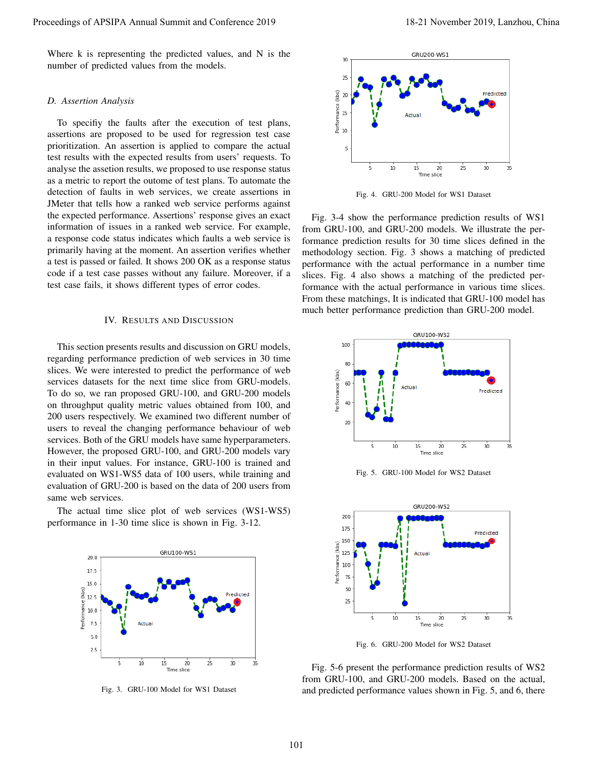Where k is representing the predicted values, and N is the number of predicted values from the models.

### D. Assertion Analysis

To specifiy the faults after the execution of test plans, assertions are proposed to be used for regression test case prioritization. An assertion is applied to compare the actual test results with the expected results from users' requests. To analyse the assetion results, we proposed to use response status as a metric to report the outome of test plans. To automate the detection of faults in web services, we create assertions in JMeter that tells how a ranked web service performs against the expected performance. Assertions' response gives an exact information of issues in a ranked web service. For example, a response code status indicates which faults a web service is primarily having at the moment. An assertion verifies whether a test is passed or failed. It shows 200 OK as a response status code if a test case passes without any failure. Moreover, if a test case fails, it shows different types of error codes.

## IV. Results and Discussion

This section presents results and discussion on GRU models, regarding performance prediction of web services in 30 time slices. We were interested to predict the performance of web services datasets for the next time slice from GRU-models. To do so, we ran proposed GRU-100, and GRU-200 models on throughput quality metric values obtained from 100, and 200 users respectively. We examined two different number of users to reveal the changing performance behaviour of web services. Both of the GRU models have same hyperparameters. However, the proposed GRU-100, and GRU-200 models vary in their input values. For instance, GRU-100 is trained and evaluated on WS1-WS5 data of 100 users, while training and evaluation of GRU-200 is based on the data of 200 users from same web services.

The actual time slice plot of web services (WS1-WS5) performance in 1-30 time slice is shown in Fig. 3-12.

Fig. 3. GRU-100 Model for WS1 Dataset

Fig. 4. GRU-200 Model for WS1 Dataset

Fig. 3-4 show the performance prediction results of WS1 from GRU-100, and GRU-200 models. We illustrate the performance prediction results for 30 time slices defined in the methodology section. Fig. 3 shows a matching of predicted performance with the actual performance in a number time slices. Fig. 4 also shows a matching of the predicted performance with the actual performance in various time slices. From these matchings, It is indicated that GRU-100 model has much better performance prediction than GRU-200 model.

Fig. 5. GRU-100 Model for WS2 Dataset

Fig. 6. GRU-200 Model for WS2 Dataset

Fig. 5-6 present the performance prediction results of WS2 from GRU-100, and GRU-200 models. Based on the actual, and predicted performance values shown in Fig. 5, and 6, there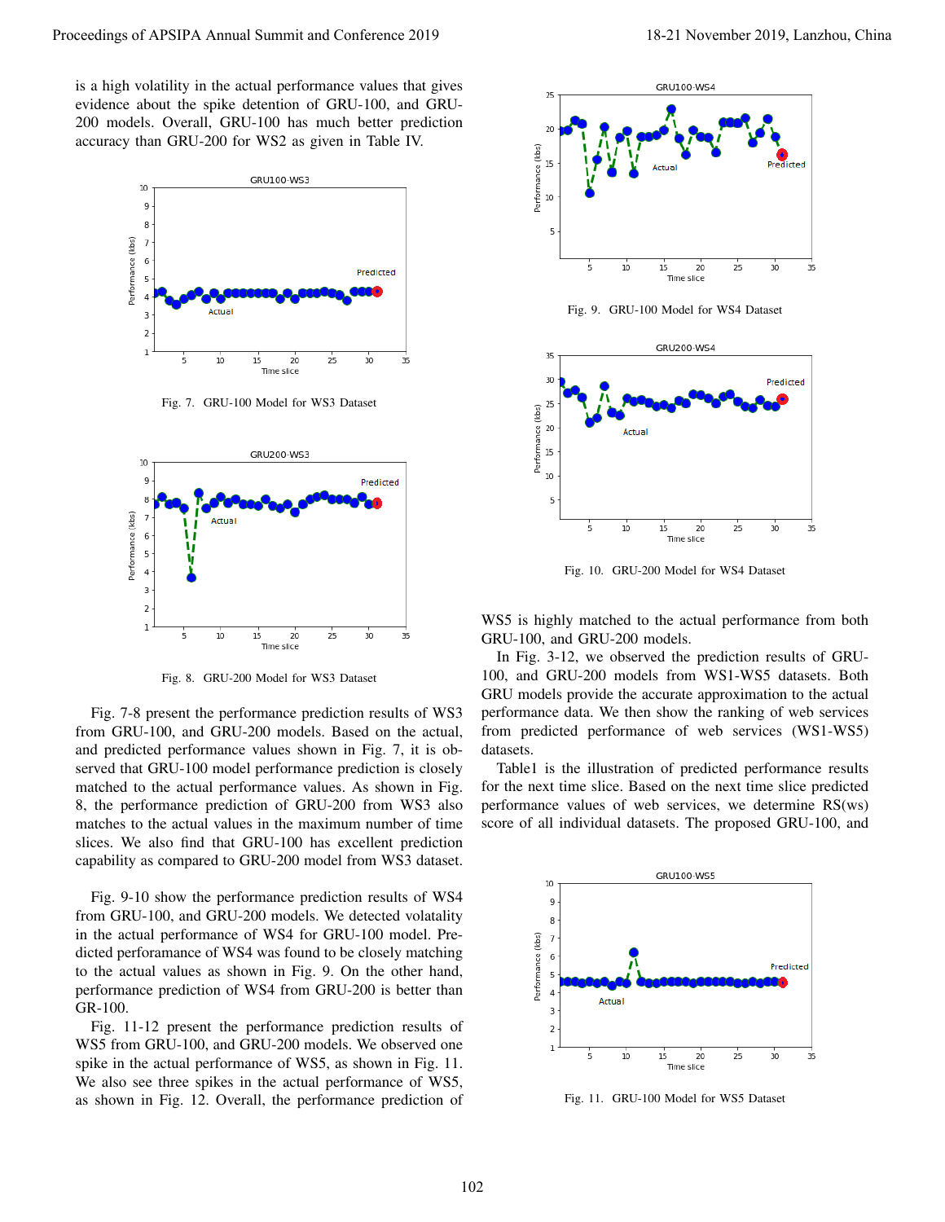is a high volatility in the actual performance values that gives evidence about the spike detention of GRU-100, and GRU-200 models. Overall, GRU-100 has much better prediction accuracy than GRU-200 for WS2 as given in Table IV.

Fig. 7. GRU-100 Model for WS3 Dataset

Fig. 8. GRU-200 Model for WS3 Dataset

Fig. 7-8 present the performance prediction results of WS3 from GRU-100, and GRU-200 models. Based on the actual, and predicted performance values shown in Fig. 7, it is observed that GRU-100 model performance prediction is closely matched to the actual performance values. As shown in Fig. 8, the performance prediction of GRU-200 from WS3 also matches to the actual values in the maximum number of time slices. We also find that GRU-100 has excellent prediction capability as compared to GRU-200 model from WS3 dataset.

Fig. 9-10 show the performance prediction results of WS4 from GRU-100, and GRU-200 models. We detected volatility in the actual performance of WS4 for GRU-100 model. Predicted perforamance of WS4 was found to be closely matching to the actual values as shown in Fig. 9. On the other hand, performance prediction of WS4 from GRU-200 is better than GR-100.

Fig. 11-12 present the performance prediction results of WS5 from GRU-100, and GRU-200 models. We observed one spike in the actual performance of WS5, as shown in Fig. 11. We also see three spikes in the actual performance of WS5, as shown in Fig. 12. Overall, the performance prediction of WS5 is highly matched to the actual performance from both GRU-100, and GRU-200 models.

Fig. 9. GRU-100 Model for WS4 Dataset

Fig. 10. GRU-200 Model for WS4 Dataset

In Fig. 3-12, we observed the prediction results of GRU-100, and GRU-200 models from WS1-WS5 datasets. Both GRU models provide the accurate approximation to the actual performance data. We then show the ranking of web services from predicted performance of web services (WS1-WS5) datasets.

Table1 is the illustration of predicted performance results for the next time slice. Based on the next time slice predicted performance values of web services, we determine RS(ws) score of all individual datasets. The proposed GRU-100, and

Fig. 11. GRU-100 Model for WS5 Dataset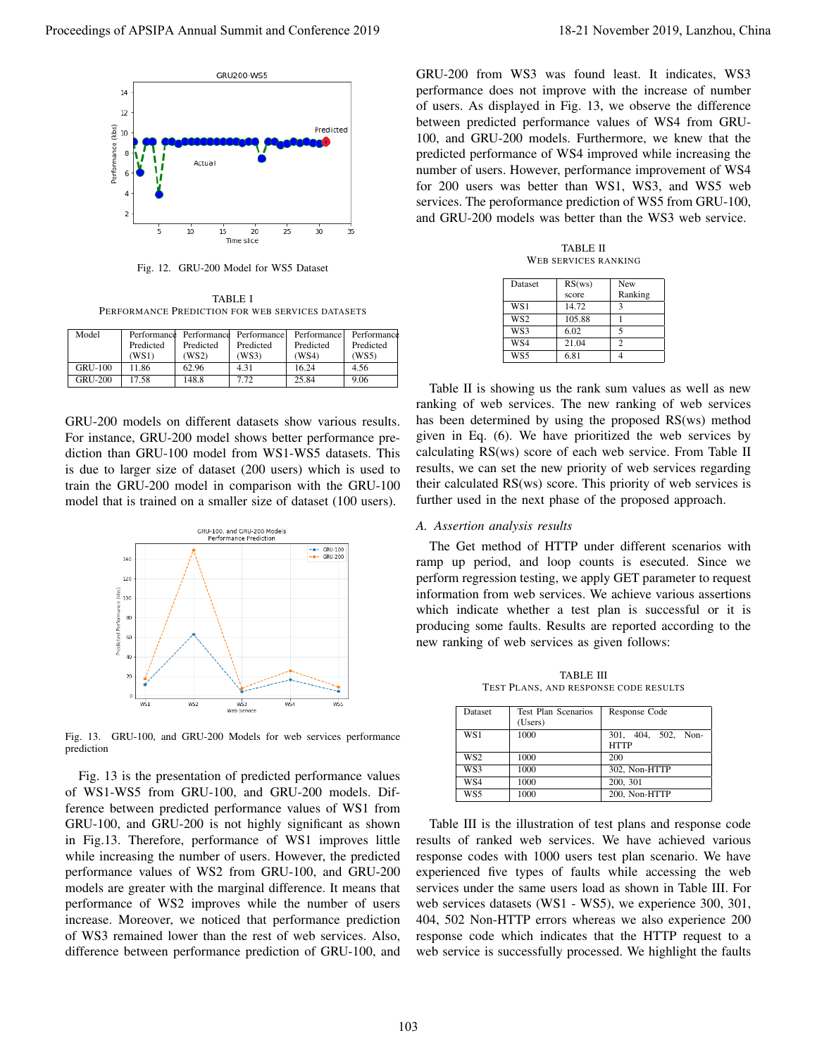Fig. 12. GRU-200 Model for WS5 Dataset

TABLE I
PERFORMANCE PREDICTION FOR WEB SERVICES DATASETS

| Model | Performance Predicted (WS1) | Performance Predicted (WS2) | Performance Predicted (WS3) | Performance Predicted (WS4) | Performance Predicted (WS5) |
|---|---|---|---|---|---|
| GRU-100 | 11.86 | 62.96 | 4.31 | 16.24 | 4.56 |
| GRU-200 | 17.58 | 148.8 | 7.72 | 25.84 | 9.06 |

GRU-200 models on different datasets show various results. For instance, GRU-200 model shows better performance prediction than GRU-100 model from WS1-WS5 datasets. This is due to larger size of dataset (200 users) which is used to train the GRU-200 model in comparison with the GRU-100 model that is trained on a smaller size of dataset (100 users).

Fig. 13. GRU-100, and GRU-200 Models for web services performance prediction

Fig. 13 is the presentation of predicted performance values of WS1-WS5 from GRU-100, and GRU-200 models. Difference between predicted performance values of WS1 from GRU-100, and GRU-200 is not highly significant as shown in Fig.13. Therefore, performance of WS1 improves little while increasing the number of users. However, the predicted performance values of WS2 from GRU-100, and GRU-200 models are greater with the marginal difference. It means that performance of WS2 improves while the number of users increase. Moreover, we noticed that performance prediction of WS3 remained lower than the rest of web services. Also, difference between performance prediction of GRU-100, and GRU-200 from WS3 was found least. It indicates, WS3 performance does not improve with the increase of number of users. As displayed in Fig. 13, we observe the difference between predicted performance values of WS4 from GRU-100, and GRU-200 models. Furthermore, we knew that the predicted performance of WS4 improved while increasing the number of users. However, performance improvement of WS4 for 200 users was better than WS1, WS3, and WS5 web services. The peroformance prediction of WS5 from GRU-100, and GRU-200 models was better than the WS3 web service.

TABLE II
WEB SERVICES RANKING

| Dataset | RS(ws) score | New Ranking |
|---|---|---|
| WS1 | 14.72 | 3 |
| WS2 | 105.88 | 1 |
| WS3 | 6.02 | 5 |
| WS4 | 21.04 | 2 |
| WS5 | 6.81 | 4 |

Table II is showing us the rank sum values as well as new ranking of web services. The new ranking of web services has been determined by using the proposed RS(ws) method given in Eq. (6). We have prioritized the web services by calculating RS(ws) score of each web service. From Table II results, we can set the new priority of web services regarding their calculated RS(ws) score. This priority of web services is further used in the next phase of the proposed approach.

### A. Assertion analysis results

The Get method of HTTP under different scenarios with ramp up period, and loop counts is esecuted. Since we perform regression testing, we apply GET parameter to request information from web services. We achieve various assertions which indicate whether a test plan is successful or it is producing some faults. Results are reported according to the new ranking of web services as given follows:

TABLE III
TEST PLANS, AND RESPONSE CODE RESULTS

| Dataset | Test Plan Scenarios (Users) | Response Code |
|---|---|---|
| WS1 | 1000 | 301, 404, 502, Non-HTTP |
| WS2 | 1000 | 200 |
| WS3 | 1000 | 302, Non-HTTP |
| WS4 | 1000 | 200, 301 |
| WS5 | 1000 | 200, Non-HTTP |

Table III is the illustration of test plans and response code results of ranked web services. We have achieved various response codes with 1000 users test plan scenario. We have experienced five types of faults while accessing the web services under the same users load as shown in Table III. For web services datasets (WS1 - WS5), we experience 300, 301, 404, 502 Non-HTTP errors whereas we also experience 200 response code which indicates that the HTTP request to a web service is successfully processed. We highlight the faults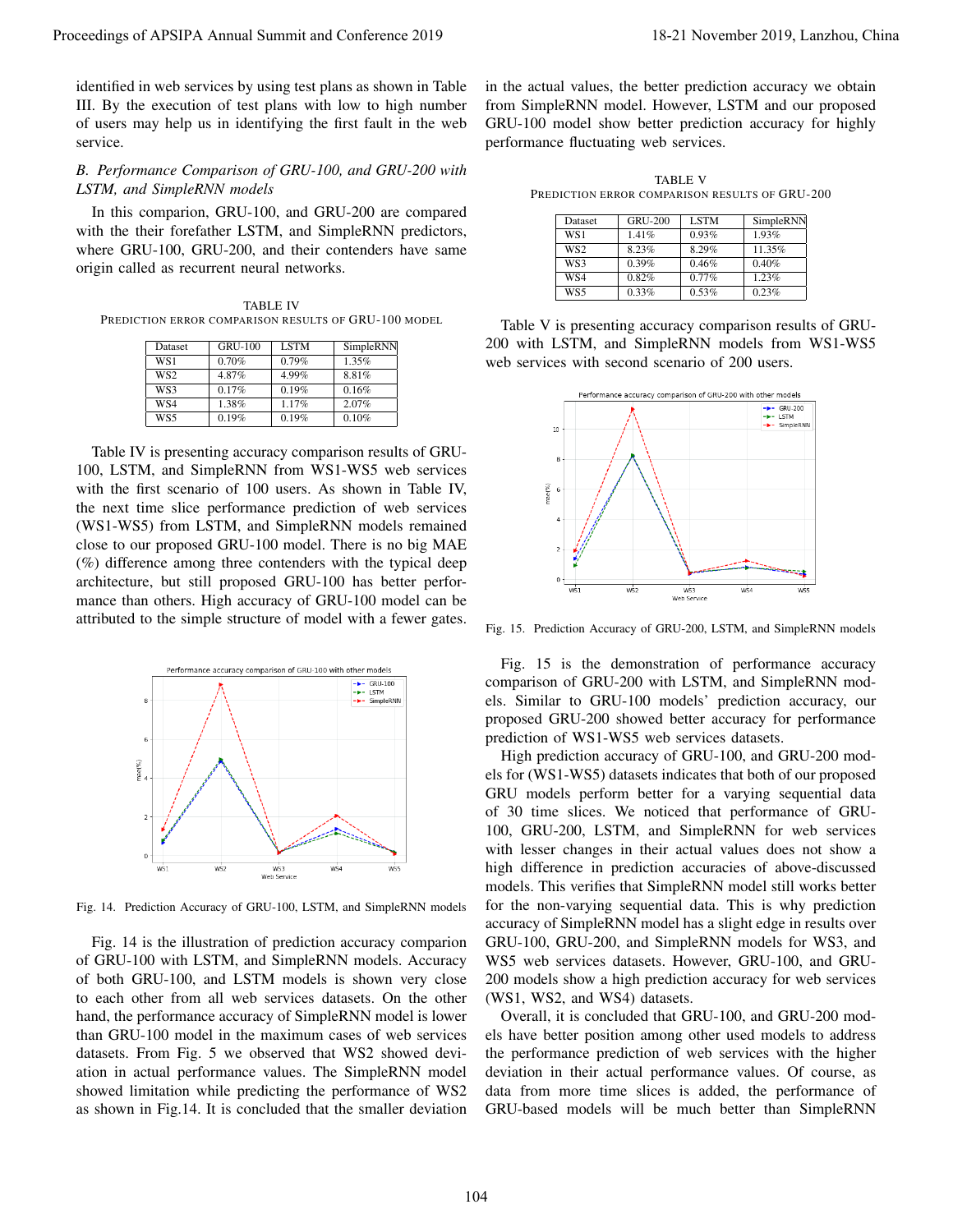identified in web services by using test plans as shown in Table III. By the execution of test plans with low to high number of users may help us in identifying the first fault in the web service.

### B. Performance Comparison of GRU-100, and GRU-200 with LSTM, and SimpleRNN models

In this comparion, GRU-100, and GRU-200 are compared with the their forefather LSTM, and SimpleRNN predictors, where GRU-100, GRU-200, and their contenders have same origin called as recurrent neural networks.

TABLE IV
PREDICTION ERROR COMPARISON RESULTS OF GRU-100 MODEL

| Dataset | GRU-100 | LSTM | SimpleRNN |
|---|---|---|---|
| WS1 | 0.70% | 0.79% | 1.35% |
| WS2 | 4.87% | 4.99% | 8.81% |
| WS3 | 0.17% | 0.19% | 0.16% |
| WS4 | 1.38% | 1.17% | 2.07% |
| WS5 | 0.19% | 0.19% | 0.10% |

Table IV is presenting accuracy comparison results of GRU-100, LSTM, and SimpleRNN from WS1-WS5 web services with the first scenario of 100 users. As shown in Table IV, the next time slice performance prediction of web services (WS1-WS5) from LSTM, and SimpleRNN models remained close to our proposed GRU-100 model. There is no big MAE (%) difference among three contenders with the typical deep architecture, but still proposed GRU-100 has better performance than others. High accuracy of GRU-100 model can be attributed to the simple structure of model with a fewer gates.

Fig. 14. Prediction Accuracy of GRU-100, LSTM, and SimpleRNN models

Fig. 14 is the illustration of prediction accuracy comparion of GRU-100 with LSTM, and SimpleRNN models. Accuracy of both GRU-100, and LSTM models is shown very close to each other from all web services datasets. On the other hand, the performance accuracy of SimpleRNN model is lower than GRU-100 model in the maximum cases of web services datasets. From Fig. 5 we observed that WS2 showed deviation in actual performance values. The SimpleRNN model showed limitation while predicting the performance of WS2 as shown in Fig.14. It is concluded that the smaller deviation in the actual values, the better prediction accuracy we obtain from SimpleRNN model. However, LSTM and our proposed GRU-100 model show better prediction accuracy for highly performance fluctuating web services.

TABLE V
PREDICTION ERROR COMPARISON RESULTS OF GRU-200

| Dataset | GRU-200 | LSTM | SimpleRNN |
|---|---|---|---|
| WS1 | 1.41% | 0.93% | 1.93% |
| WS2 | 8.23% | 8.29% | 11.35% |
| WS3 | 0.39% | 0.46% | 0.40% |
| WS4 | 0.82% | 0.77% | 1.23% |
| WS5 | 0.33% | 0.53% | 0.23% |

Table V is presenting accuracy comparison results of GRU-200 with LSTM, and SimpleRNN models from WS1-WS5 web services with second scenario of 200 users.

Fig. 15. Prediction Accuracy of GRU-200, LSTM, and SimpleRNN models

Fig. 15 is the demonstration of performance accuracy comparison of GRU-200 with LSTM, and SimpleRNN models. Similar to GRU-100 models' prediction accuracy, our proposed GRU-200 showed better accuracy for performance prediction of WS1-WS5 web services datasets.

High prediction accuracy of GRU-100, and GRU-200 models for (WS1-WS5) datasets indicates that both of our proposed GRU models perform better for a varying sequential data of 30 time slices. We noticed that performance of GRU-100, GRU-200, LSTM, and SimpleRNN for web services with lesser changes in their actual values does not show a high difference in prediction accuracies of above-discussed models. This verifies that SimpleRNN model still works better for the non-varying sequential data. This is why prediction accuracy of SimpleRNN model has a slight edge in results over GRU-100, GRU-200, and SimpleRNN models for WS3, and WS5 web services datasets. However, GRU-100, and GRU-200 models show a high prediction accuracy for web services (WS1, WS2, and WS4) datasets.

Overall, it is concluded that GRU-100, and GRU-200 models have better position among other used models to address the performance prediction of web services with the higher deviation in their actual performance values. Of course, as data from more time slices is added, the performance of GRU-based models will be much better than SimpleRNN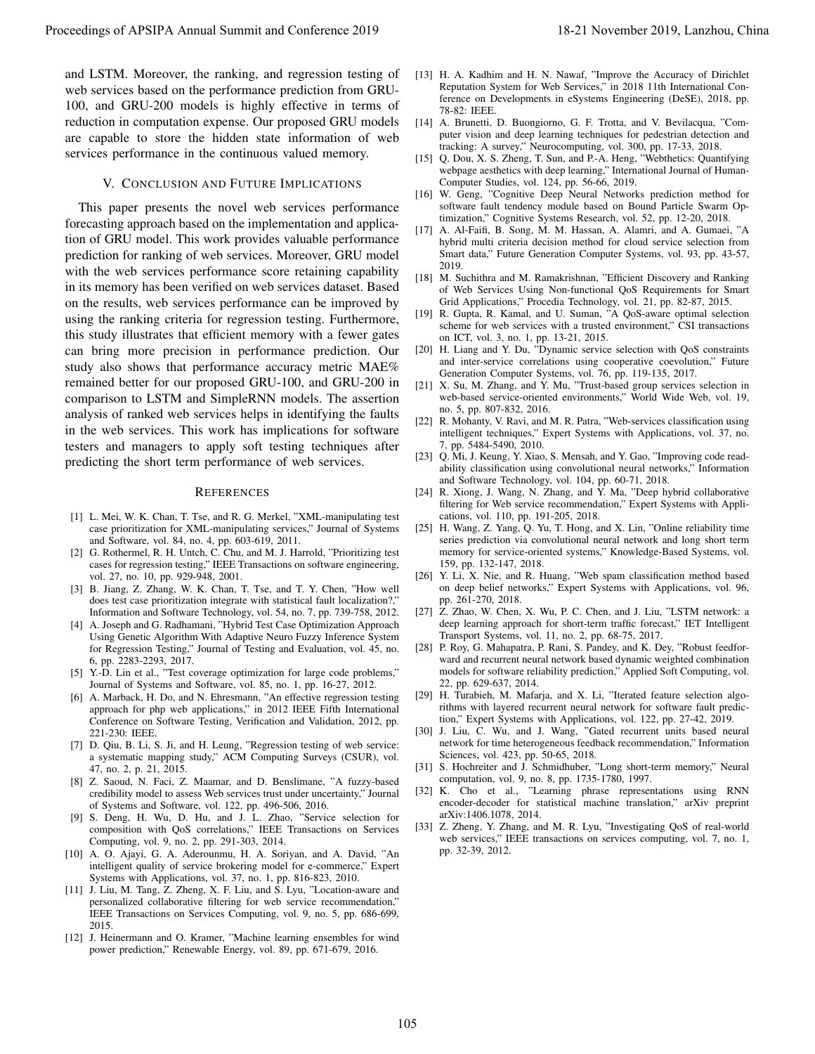and LSTM. Moreover, the ranking, and regression testing of web services based on the performance prediction from GRU-100, and GRU-200 models is highly effective in terms of reduction in computation expense. Our proposed GRU models are capable to store the hidden state information of web services performance in the continuous valued memory.

## V. Conclusion and Future Implications

This paper presents the novel web services performance forecasting approach based on the implementation and application of GRU model. This work provides valuable performance prediction for ranking of web services. Moreover, GRU model with the web services performance score retaining capability in its memory has been verified on web services dataset. Based on the results, web services performance can be improved by using the ranking criteria for regression testing. Furthermore, this study illustrates that efficient memory with a fewer gates can bring more precision in performance prediction. Our study also shows that performance accuracy metric MAE% remained better for our proposed GRU-100, and GRU-200 in comparison to LSTM and SimpleRNN models. The assertion analysis of ranked web services helps in identifying the faults in the web services. This work has implications for software testers and managers to apply soft testing techniques after predicting the short term performance of web services.

## References

[1] L. Mei, W. K. Chan, T. Tse, and R. G. Merkel, "XML-manipulating test case prioritization for XML-manipulating services," Journal of Systems and Software, vol. 84, no. 4, pp. 603-619, 2011.

[2] G. Rothermel, R. H. Untch, C. Chu, and M. J. Harrold, "Prioritizing test cases for regression testing," IEEE Transactions on software engineering, vol. 27, no. 10, pp. 929-948, 2001.

[3] B. Jiang, Z. Zhang, W. K. Chan, T. Tse, and T. Y. Chen, "How well does test case prioritization integrate with statistical fault localization?," Information and Software Technology, vol. 54, no. 7, pp. 739-758, 2012.

[4] A. Joseph and G. Radhamani, "Hybrid Test Case Optimization Approach Using Genetic Algorithm With Adaptive Neuro Fuzzy Inference System for Regression Testing," Journal of Testing and Evaluation, vol. 45, no. 6, pp. 2283-2293, 2017.

[5] Y.-D. Lin et al., "Test coverage optimization for large code problems," Journal of Systems and Software, vol. 85, no. 1, pp. 16-27, 2012.

[6] A. Marback, H. Do, and N. Ehresmann, "An effective regression testing approach for php web applications," in 2012 IEEE Fifth International Conference on Software Testing, Verification and Validation, 2012, pp. 221-230: IEEE.

[7] D. Qiu, B. Li, S. Ji, and H. Leung, "Regression testing of web service: a systematic mapping study," ACM Computing Surveys (CSUR), vol. 47, no. 2, p. 21, 2015.

[8] Z. Saoud, N. Faci, Z. Maamar, and D. Benslimane, "A fuzzy-based credibility model to assess Web services trust under uncertainty," Journal of Systems and Software, vol. 122, pp. 496-506, 2016.

[9] S. Deng, H. Wu, D. Hu, and J. L. Zhao, "Service selection for composition with QoS correlations," IEEE Transactions on Services Computing, vol. 9, no. 2, pp. 291-303, 2014.

[10] A. O. Ajayi, G. A. Aderounmu, H. A. Soriyan, and A. David, "An intelligent quality of service brokering model for e-commerce," Expert Systems with Applications, vol. 37, no. 1, pp. 816-823, 2010.

[11] J. Liu, M. Tang, Z. Zheng, X. F. Liu, and S. Lyu, "Location-aware and personalized collaborative filtering for web service recommendation," IEEE Transactions on Services Computing, vol. 9, no. 5, pp. 686-699, 2015.

[12] J. Heinermann and O. Kramer, "Machine learning ensembles for wind power prediction," Renewable Energy, vol. 89, pp. 671-679, 2016.

[13] H. A. Kadhim and H. N. Nawaf, "Improve the Accuracy of Dirichlet Reputation System for Web Services," in 2018 11th International Conference on Developments in eSystems Engineering (DeSE), 2018, pp. 78-82: IEEE.

[14] A. Brunetti, D. Buongiorno, G. F. Trotta, and V. Bevilacqua, "Computer vision and deep learning techniques for pedestrian detection and tracking: A survey," Neurocomputing, vol. 300, pp. 17-33, 2018.

[15] Q. Dou, X. S. Zheng, T. Sun, and P.-A. Heng, "Webthetics: Quantifying webpage aesthetics with deep learning," International Journal of Human-Computer Studies, vol. 124, pp. 56-66, 2019.

[16] W. Geng, "Cognitive Deep Neural Networks prediction method for software fault tendency module based on Bound Particle Swarm Optimization," Cognitive Systems Research, vol. 52, pp. 12-20, 2018.

[17] A. Al-Faifi, B. Song, M. M. Hassan, A. Alamri, and A. Gumaei, "A hybrid multi criteria decision method for cloud service selection from Smart data," Future Generation Computer Systems, vol. 93, pp. 43-57, 2019.

[18] M. Suchithra and M. Ramakrishnan, "Efficient Discovery and Ranking of Web Services Using Non-functional QoS Requirements for Smart Grid Applications," Procedia Technology, vol. 21, pp. 82-87, 2015.

[19] R. Gupta, R. Kamal, and U. Suman, "A QoS-aware optimal selection scheme for web services with a trusted environment," CSI transactions on ICT, vol. 3, no. 1, pp. 13-21, 2015.

[20] H. Liang and Y. Du, "Dynamic service selection with QoS constraints and inter-service correlations using cooperative coevolution," Future Generation Computer Systems, vol. 76, pp. 119-135, 2017.

[21] X. Su, M. Zhang, and Y. Mu, "Trust-based group services selection in web-based service-oriented environments," World Wide Web, vol. 19, no. 5, pp. 807-832, 2016.

[22] R. Mohanty, V. Ravi, and M. R. Patra, "Web-services classification using intelligent techniques," Expert Systems with Applications, vol. 37, no. 7, pp. 5484-5490, 2010.

[23] Q. Mi, J. Keung, Y. Xiao, S. Mensah, and Y. Gao, "Improving code readability classification using convolutional neural networks," Information and Software Technology, vol. 104, pp. 60-71, 2018.

[24] R. Xiong, J. Wang, N. Zhang, and Y. Ma, "Deep hybrid collaborative filtering for Web service recommendation," Expert Systems with Applications, vol. 110, pp. 191-205, 2018.

[25] H. Wang, Z. Yang, Q. Yu, T. Hong, and X. Lin, "Online reliability time series prediction via convolutional neural network and long short term memory for service-oriented systems," Knowledge-Based Systems, vol. 159, pp. 132-147, 2018.

[26] Y. Li, X. Nie, and R. Huang, "Web spam classification method based on deep belief networks," Expert Systems with Applications, vol. 96, pp. 261-270, 2018.

[27] Z. Zhao, W. Chen, X. Wu, P. C. Chen, and J. Liu, "LSTM network: a deep learning approach for short-term traffic forecast," IET Intelligent Transport Systems, vol. 11, no. 2, pp. 68-75, 2017.

[28] P. Roy, G. Mahapatra, P. Rani, S. Pandey, and K. Dey, "Robust feedforward and recurrent neural network based dynamic weighted combination models for software reliability prediction," Applied Soft Computing, vol. 22, pp. 629-637, 2014.

[29] H. Turabieh, M. Mafarja, and X. Li, "Iterated feature selection algorithms with layered recurrent neural network for software fault prediction," Expert Systems with Applications, vol. 122, pp. 27-42, 2019.

[30] J. Liu, C. Wu, and J. Wang, "Gated recurrent units based neural network for time heterogeneous feedback recommendation," Information Sciences, vol. 423, pp. 50-65, 2018.

[31] S. Hochreiter and J. Schmidhuber, "Long short-term memory," Neural computation, vol. 9, no. 8, pp. 1735-1780, 1997.

[32] K. Cho et al., "Learning phrase representations using RNN encoder-decoder for statistical machine translation," arXiv preprint arXiv:1406.1078, 2014.

[33] Z. Zheng, Y. Zhang, and M. R. Lyu, "Investigating QoS of real-world web services," IEEE transactions on services computing, vol. 7, no. 1, pp. 32-39, 2012.